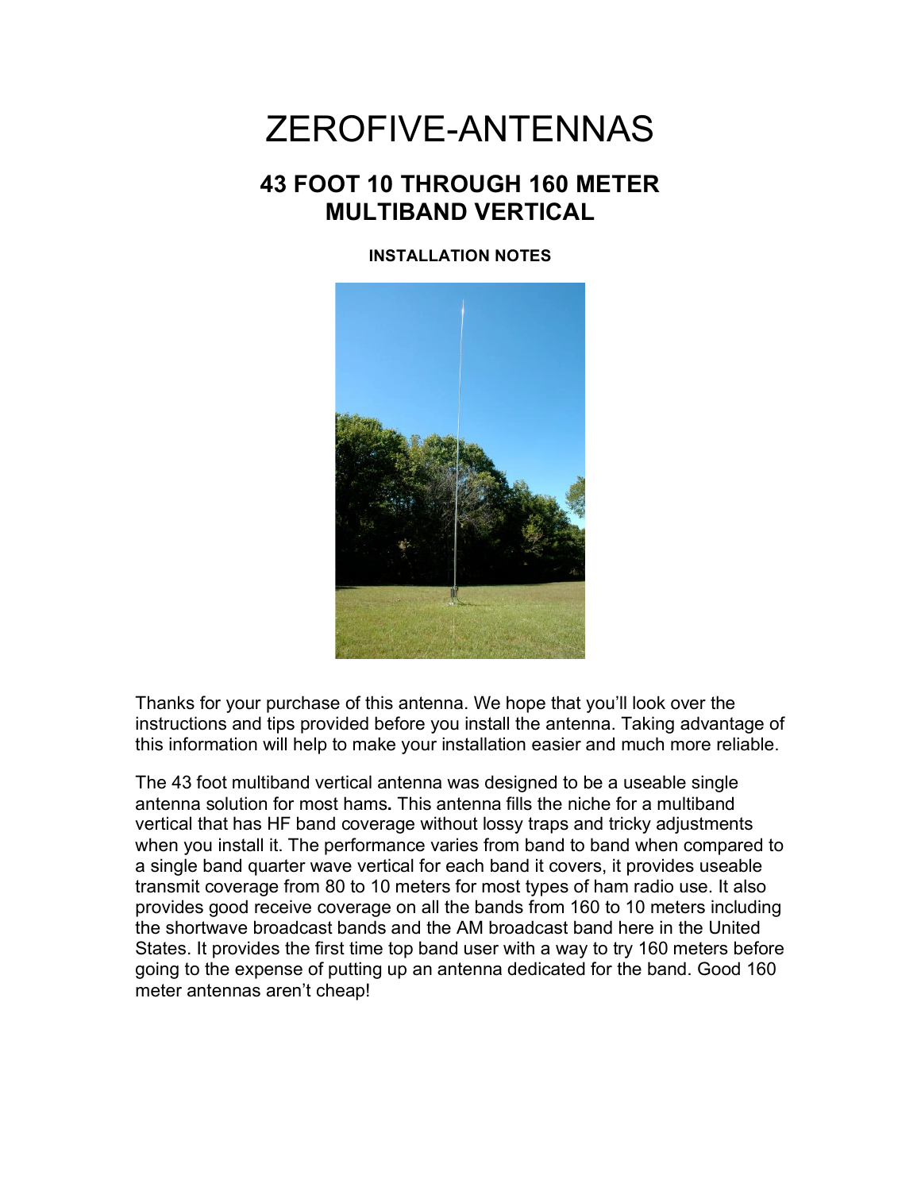# ZEROFIVE-ANTENNAS

## 43 FOOT 10 THROUGH 160 METER MULTIBAND VERTICAL

**INSTALLATION NOTES**

Thanks for your purchase of this antenna. We hope that you'll look over the instructions and tips provided before you install the antenna. Taking advantage of this information will help to make your installation easier and much more reliable.

The 43 foot multiband vertical antenna was designed to be a useable single antenna solution for most hams**.** This antenna fills the niche for a multiband vertical that has HF band coverage without lossy traps and tricky adjustments when you install it. The performance varies from band to band when compared to a single band quarter wave vertical for each band it covers, it provides useable transmit coverage from 80 to 10 meters for most types of ham radio use. It also provides good receive coverage on all the bands from 160 to 10 meters including the shortwave broadcast bands and the AM broadcast band here in the United States. It provides the first time top band user with a way to try 160 meters before going to the expense of putting up an antenna dedicated for the band. Good 160 meter antennas aren't cheap!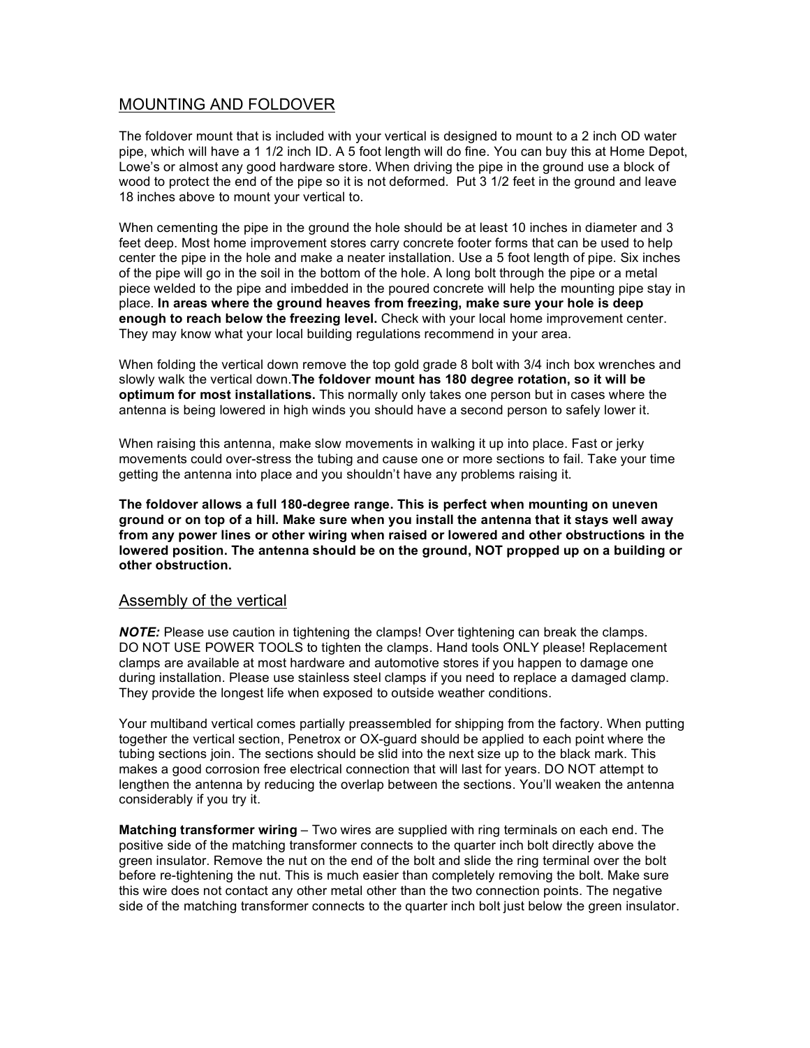## MOUNTING AND FOLDOVER

The foldover mount that is included with your vertical is designed to mount to a 2 inch OD water pipe, which will have a 1 1/2 inch ID. A 5 foot length will do fine. You can buy this at Home Depot, Lowe's or almost any good hardware store. When driving the pipe in the ground use a block of wood to protect the end of the pipe so it is not deformed. Put 3 1/2 feet in the ground and leave 18 inches above to mount your vertical to.

When cementing the pipe in the ground the hole should be at least 10 inches in diameter and 3 feet deep. Most home improvement stores carry concrete footer forms that can be used to help center the pipe in the hole and make a neater installation. Use a 5 foot length of pipe. Six inches of the pipe will go in the soil in the bottom of the hole. A long bolt through the pipe or a metal piece welded to the pipe and imbedded in the poured concrete will help the mounting pipe stay in place. **In areas where the ground heaves from freezing, make sure your hole is deep enough to reach below the freezing level.** Check with your local home improvement center. They may know what your local building regulations recommend in your area.

When folding the vertical down remove the top gold grade 8 bolt with 3/4 inch box wrenches and slowly walk the vertical down.**The foldover mount has 180 degree rotation, so it will be optimum for most installations.** This normally only takes one person but in cases where the antenna is being lowered in high winds you should have a second person to safely lower it.

When raising this antenna, make slow movements in walking it up into place. Fast or jerky movements could over-stress the tubing and cause one or more sections to fail. Take your time getting the antenna into place and you shouldn't have any problems raising it.

**The foldover allows a full 180-degree range. This is perfect when mounting on uneven ground or on top of a hill. Make sure when you install the antenna that it stays well away from any power lines or other wiring when raised or lowered and other obstructions in the lowered position. The antenna should be on the ground, NOT propped up on a building or other obstruction.**

## Assembly of the vertical

***NOTE:*** Please use caution in tightening the clamps! Over tightening can break the clamps. DO NOT USE POWER TOOLS to tighten the clamps. Hand tools ONLY please! Replacement clamps are available at most hardware and automotive stores if you happen to damage one during installation. Please use stainless steel clamps if you need to replace a damaged clamp. They provide the longest life when exposed to outside weather conditions.

Your multiband vertical comes partially preassembled for shipping from the factory. When putting together the vertical section, Penetrox or OX-guard should be applied to each point where the tubing sections join. The sections should be slid into the next size up to the black mark. This makes a good corrosion free electrical connection that will last for years. DO NOT attempt to lengthen the antenna by reducing the overlap between the sections. You'll weaken the antenna considerably if you try it.

**Matching transformer wiring** – Two wires are supplied with ring terminals on each end. The positive side of the matching transformer connects to the quarter inch bolt directly above the green insulator. Remove the nut on the end of the bolt and slide the ring terminal over the bolt before re-tightening the nut. This is much easier than completely removing the bolt. Make sure this wire does not contact any other metal other than the two connection points. The negative side of the matching transformer connects to the quarter inch bolt just below the green insulator.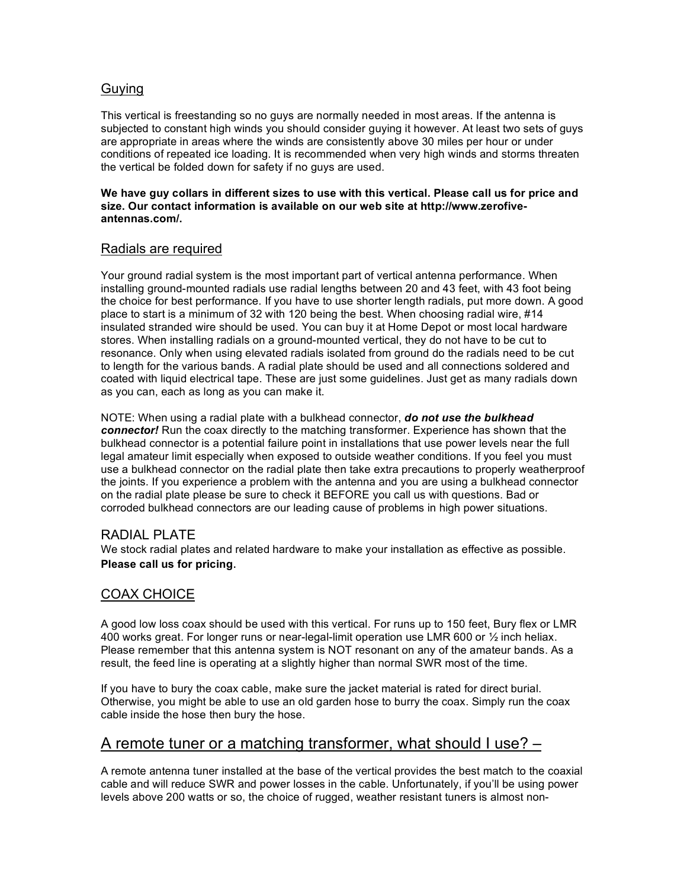## Guying

This vertical is freestanding so no guys are normally needed in most areas. If the antenna is subjected to constant high winds you should consider guying it however. At least two sets of guys are appropriate in areas where the winds are consistently above 30 miles per hour or under conditions of repeated ice loading. It is recommended when very high winds and storms threaten the vertical be folded down for safety if no guys are used.

**We have guy collars in different sizes to use with this vertical. Please call us for price and size. Our contact information is available on our web site at http://www.zerofive-antennas.com/.**

## Radials are required

Your ground radial system is the most important part of vertical antenna performance. When installing ground-mounted radials use radial lengths between 20 and 43 feet, with 43 foot being the choice for best performance. If you have to use shorter length radials, put more down. A good place to start is a minimum of 32 with 120 being the best. When choosing radial wire, #14 insulated stranded wire should be used. You can buy it at Home Depot or most local hardware stores. When installing radials on a ground-mounted vertical, they do not have to be cut to resonance. Only when using elevated radials isolated from ground do the radials need to be cut to length for the various bands. A radial plate should be used and all connections soldered and coated with liquid electrical tape. These are just some guidelines. Just get as many radials down as you can, each as long as you can make it.

NOTE: When using a radial plate with a bulkhead connector, ***do not use the bulkhead connector!*** Run the coax directly to the matching transformer. Experience has shown that the bulkhead connector is a potential failure point in installations that use power levels near the full legal amateur limit especially when exposed to outside weather conditions. If you feel you must use a bulkhead connector on the radial plate then take extra precautions to properly weatherproof the joints. If you experience a problem with the antenna and you are using a bulkhead connector on the radial plate please be sure to check it BEFORE you call us with questions. Bad or corroded bulkhead connectors are our leading cause of problems in high power situations.

## RADIAL PLATE

We stock radial plates and related hardware to make your installation as effective as possible. **Please call us for pricing.**

## COAX CHOICE

A good low loss coax should be used with this vertical. For runs up to 150 feet, Bury flex or LMR 400 works great. For longer runs or near-legal-limit operation use LMR 600 or ½ inch heliax. Please remember that this antenna system is NOT resonant on any of the amateur bands. As a result, the feed line is operating at a slightly higher than normal SWR most of the time.

If you have to bury the coax cable, make sure the jacket material is rated for direct burial. Otherwise, you might be able to use an old garden hose to burry the coax. Simply run the coax cable inside the hose then bury the hose.

## A remote tuner or a matching transformer, what should I use? –

A remote antenna tuner installed at the base of the vertical provides the best match to the coaxial cable and will reduce SWR and power losses in the cable. Unfortunately, if you'll be using power levels above 200 watts or so, the choice of rugged, weather resistant tuners is almost non-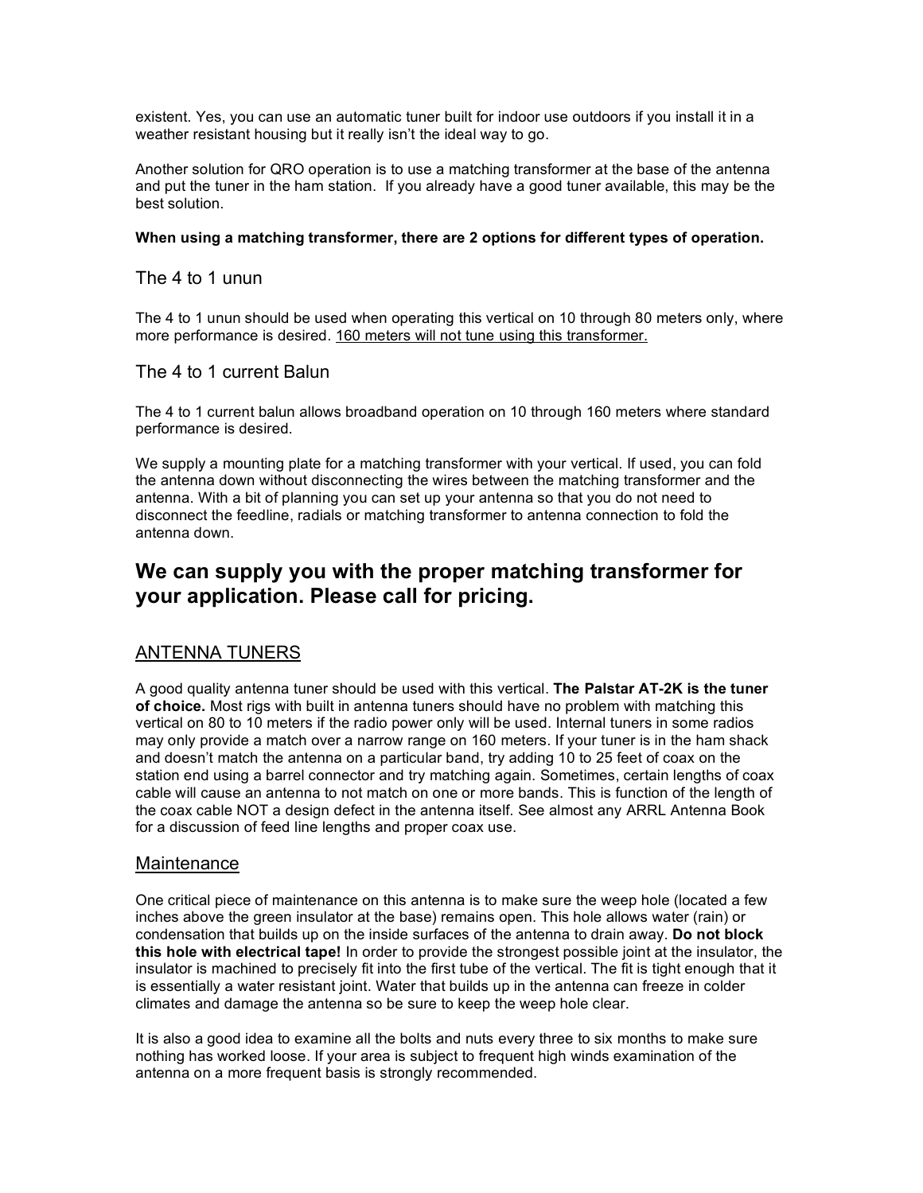existent. Yes, you can use an automatic tuner built for indoor use outdoors if you install it in a weather resistant housing but it really isn't the ideal way to go.

Another solution for QRO operation is to use a matching transformer at the base of the antenna and put the tuner in the ham station. If you already have a good tuner available, this may be the best solution.

**When using a matching transformer, there are 2 options for different types of operation.**

### The 4 to 1 unun

The 4 to 1 unun should be used when operating this vertical on 10 through 80 meters only, where more performance is desired. <u>160 meters will not tune using this transformer.</u>

### The 4 to 1 current Balun

The 4 to 1 current balun allows broadband operation on 10 through 160 meters where standard performance is desired.

We supply a mounting plate for a matching transformer with your vertical. If used, you can fold the antenna down without disconnecting the wires between the matching transformer and the antenna. With a bit of planning you can set up your antenna so that you do not need to disconnect the feedline, radials or matching transformer to antenna connection to fold the antenna down.

## We can supply you with the proper matching transformer for your application. Please call for pricing.

### <u>ANTENNA TUNERS</u>

A good quality antenna tuner should be used with this vertical. **The Palstar AT-2K is the tuner of choice.** Most rigs with built in antenna tuners should have no problem with matching this vertical on 80 to 10 meters if the radio power only will be used. Internal tuners in some radios may only provide a match over a narrow range on 160 meters. If your tuner is in the ham shack and doesn't match the antenna on a particular band, try adding 10 to 25 feet of coax on the station end using a barrel connector and try matching again. Sometimes, certain lengths of coax cable will cause an antenna to not match on one or more bands. This is function of the length of the coax cable NOT a design defect in the antenna itself. See almost any ARRL Antenna Book for a discussion of feed line lengths and proper coax use.

### <u>Maintenance</u>

One critical piece of maintenance on this antenna is to make sure the weep hole (located a few inches above the green insulator at the base) remains open. This hole allows water (rain) or condensation that builds up on the inside surfaces of the antenna to drain away. **Do not block this hole with electrical tape!** In order to provide the strongest possible joint at the insulator, the insulator is machined to precisely fit into the first tube of the vertical. The fit is tight enough that it is essentially a water resistant joint. Water that builds up in the antenna can freeze in colder climates and damage the antenna so be sure to keep the weep hole clear.

It is also a good idea to examine all the bolts and nuts every three to six months to make sure nothing has worked loose. If your area is subject to frequent high winds examination of the antenna on a more frequent basis is strongly recommended.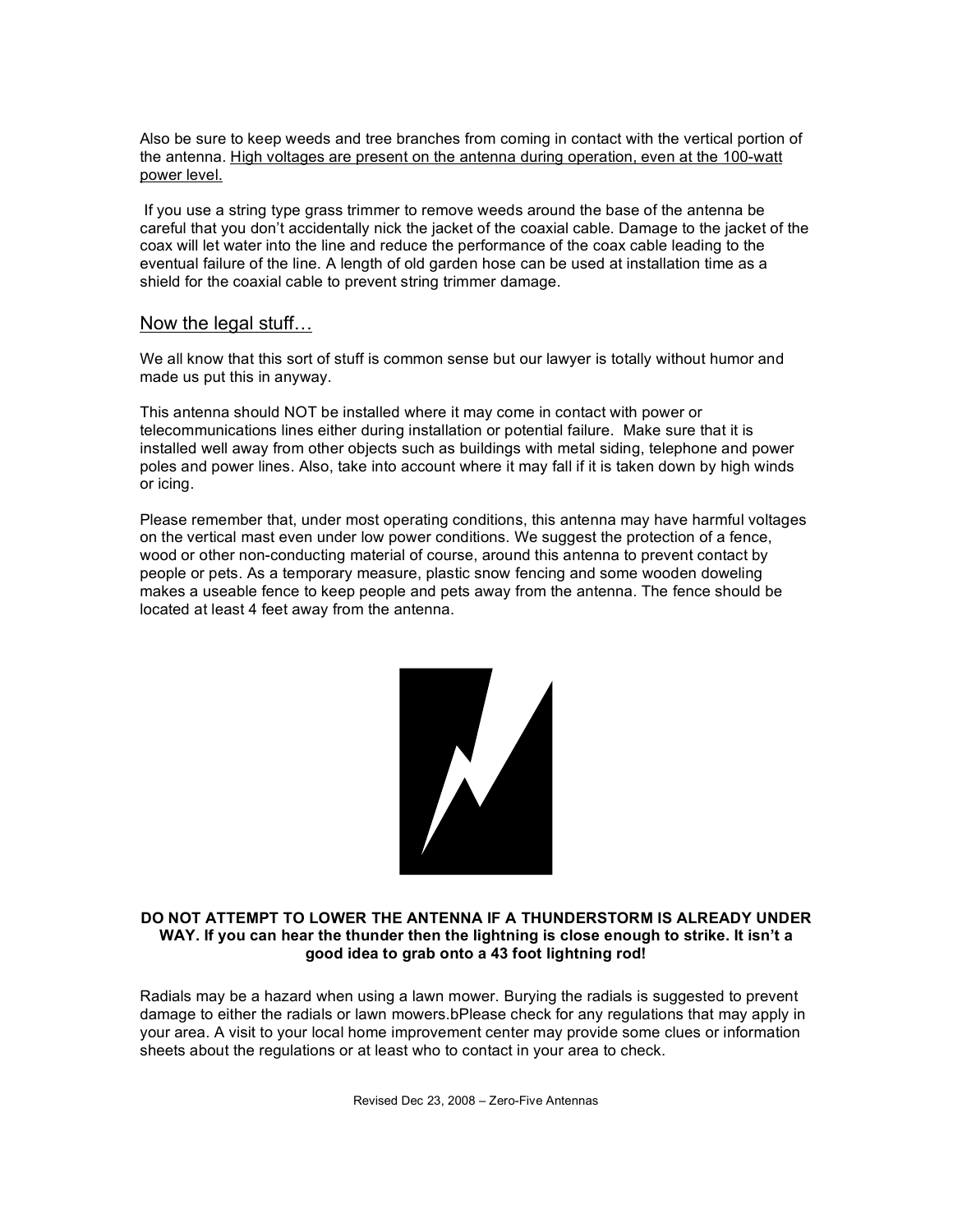Also be sure to keep weeds and tree branches from coming in contact with the vertical portion of the antenna. <u>High voltages are present on the antenna during operation, even at the 100-watt power level.</u>

If you use a string type grass trimmer to remove weeds around the base of the antenna be careful that you don't accidentally nick the jacket of the coaxial cable. Damage to the jacket of the coax will let water into the line and reduce the performance of the coax cable leading to the eventual failure of the line. A length of old garden hose can be used at installation time as a shield for the coaxial cable to prevent string trimmer damage.

## Now the legal stuff…

We all know that this sort of stuff is common sense but our lawyer is totally without humor and made us put this in anyway.

This antenna should NOT be installed where it may come in contact with power or telecommunications lines either during installation or potential failure. Make sure that it is installed well away from other objects such as buildings with metal siding, telephone and power poles and power lines. Also, take into account where it may fall if it is taken down by high winds or icing.

Please remember that, under most operating conditions, this antenna may have harmful voltages on the vertical mast even under low power conditions. We suggest the protection of a fence, wood or other non-conducting material of course, around this antenna to prevent contact by people or pets. As a temporary measure, plastic snow fencing and some wooden doweling makes a useable fence to keep people and pets away from the antenna. The fence should be located at least 4 feet away from the antenna.

**DO NOT ATTEMPT TO LOWER THE ANTENNA IF A THUNDERSTORM IS ALREADY UNDER WAY. If you can hear the thunder then the lightning is close enough to strike. It isn't a good idea to grab onto a 43 foot lightning rod!**

Radials may be a hazard when using a lawn mower. Burying the radials is suggested to prevent damage to either the radials or lawn mowers.bPlease check for any regulations that may apply in your area. A visit to your local home improvement center may provide some clues or information sheets about the regulations or at least who to contact in your area to check.

Revised Dec 23, 2008 – Zero-Five Antennas